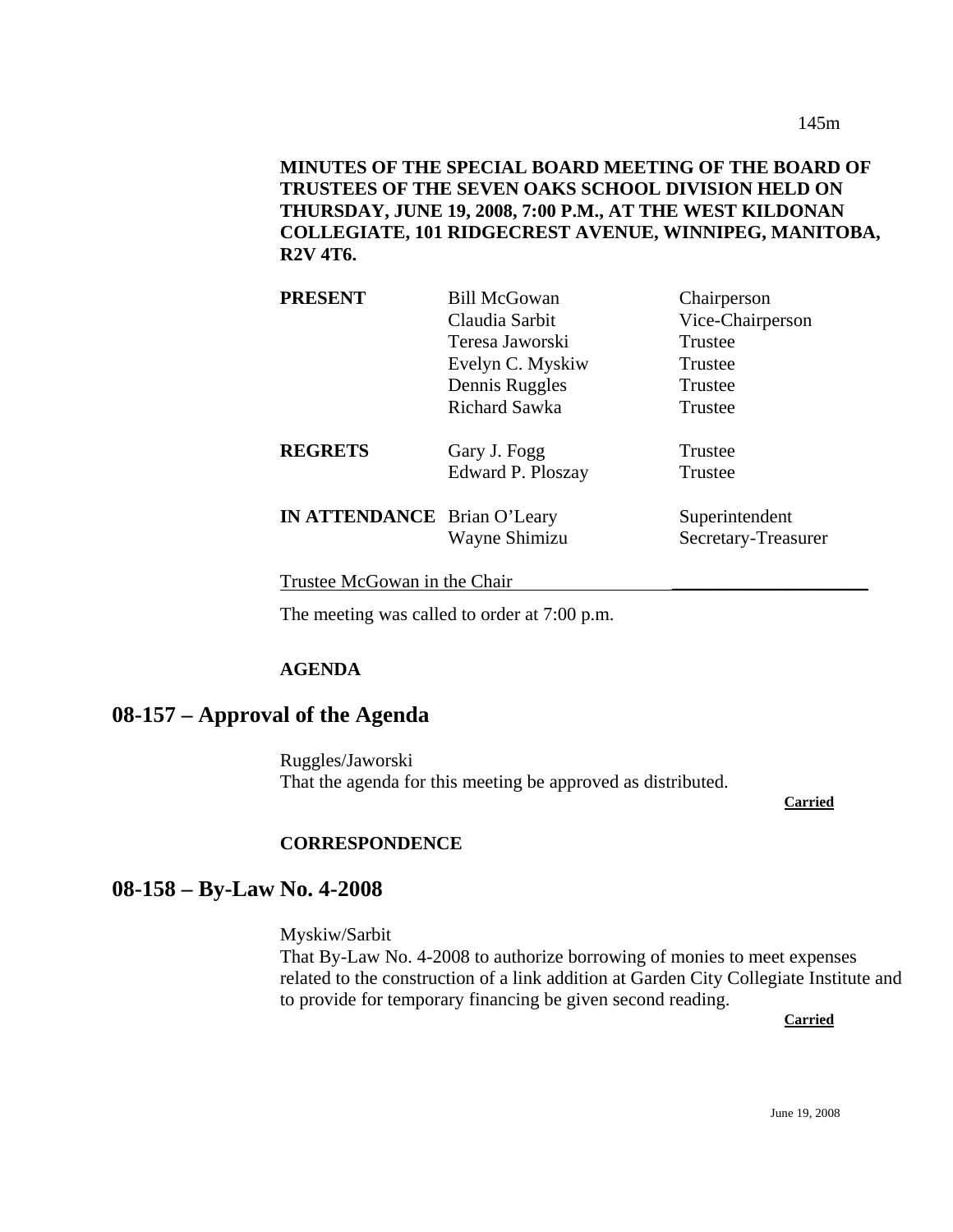**MINUTES OF THE SPECIAL BOARD MEETING OF THE BOARD OF TRUSTEES OF THE SEVEN OAKS SCHOOL DIVISION HELD ON THURSDAY, JUNE 19, 2008, 7:00 P.M., AT THE WEST KILDONAN COLLEGIATE, 101 RIDGECREST AVENUE, WINNIPEG, MANITOBA, R2V 4T6.**

| | | |
|---|---|---|
| **PRESENT** | Bill McGowan | Chairperson |
| | Claudia Sarbit | Vice-Chairperson |
| | Teresa Jaworski | Trustee |
| | Evelyn C. Myskiw | Trustee |
| | Dennis Ruggles | Trustee |
| | Richard Sawka | Trustee |
| **REGRETS** | Gary J. Fogg | Trustee |
| | Edward P. Ploszay | Trustee |
| **IN ATTENDANCE** | Brian O'Leary | Superintendent |
| | Wayne Shimizu | Secretary-Treasurer |

Trustee McGowan in the Chair

The meeting was called to order at 7:00 p.m.

**AGENDA**

## 08-157 – Approval of the Agenda

Ruggles/Jaworski
That the agenda for this meeting be approved as distributed.

**Carried**

**CORRESPONDENCE**

## 08-158 – By-Law No. 4-2008

Myskiw/Sarbit
That By-Law No. 4-2008 to authorize borrowing of monies to meet expenses related to the construction of a link addition at Garden City Collegiate Institute and to provide for temporary financing be given second reading.

**Carried**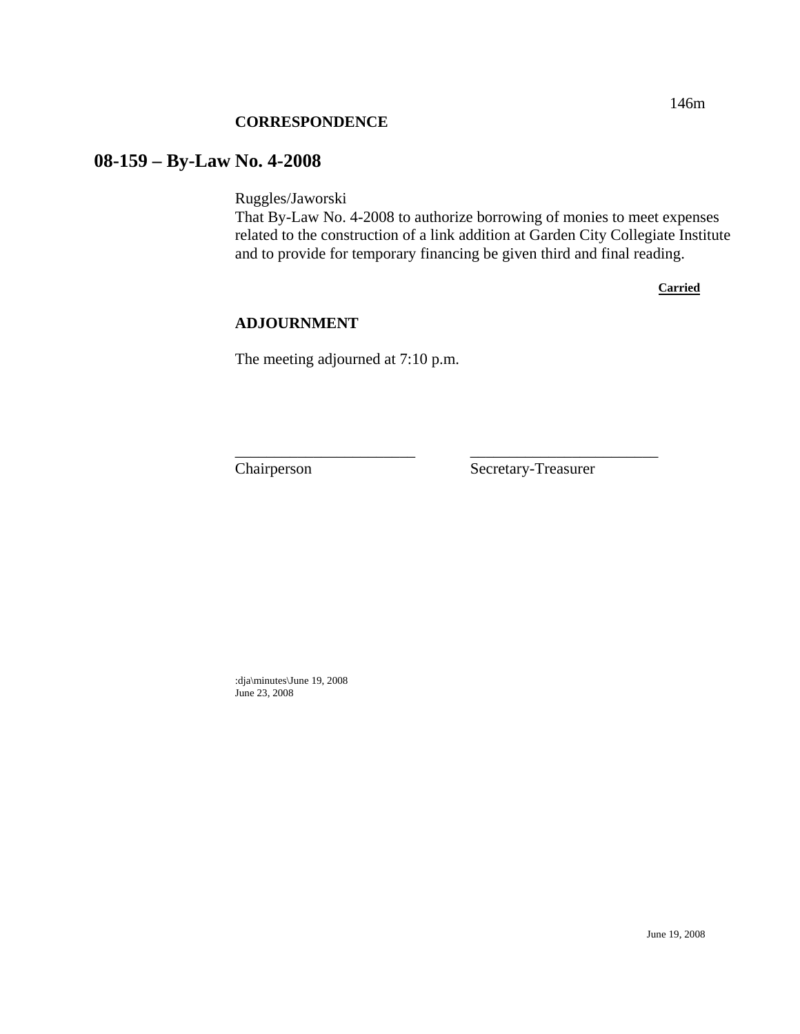**CORRESPONDENCE**

## 08-159 – By-Law No. 4-2008

Ruggles/Jaworski
That By-Law No. 4-2008 to authorize borrowing of monies to meet expenses related to the construction of a link addition at Garden City Collegiate Institute and to provide for temporary financing be given third and final reading.

**Carried**

**ADJOURNMENT**

The meeting adjourned at 7:10 p.m.

\_\_\_\_\_\_\_\_\_\_\_\_\_\_\_\_\_\_\_\_\_\_\_\_ \_\_\_\_\_\_\_\_\_\_\_\_\_\_\_\_\_\_\_\_\_\_\_\_\_

Chairperson Secretary-Treasurer

:dja\minutes\June 19, 2008
June 23, 2008